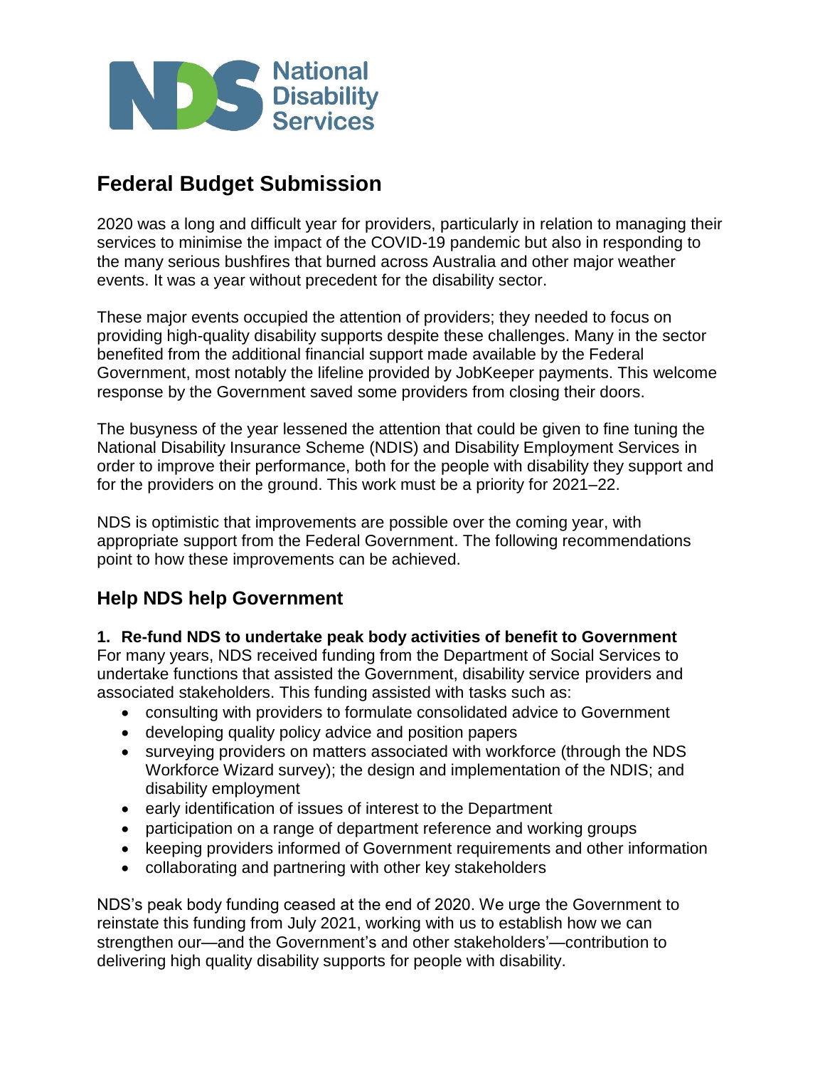National Disability Services

# Federal Budget Submission

2020 was a long and difficult year for providers, particularly in relation to managing their services to minimise the impact of the COVID-19 pandemic but also in responding to the many serious bushfires that burned across Australia and other major weather events. It was a year without precedent for the disability sector.

These major events occupied the attention of providers; they needed to focus on providing high-quality disability supports despite these challenges. Many in the sector benefited from the additional financial support made available by the Federal Government, most notably the lifeline provided by JobKeeper payments. This welcome response by the Government saved some providers from closing their doors.

The busyness of the year lessened the attention that could be given to fine tuning the National Disability Insurance Scheme (NDIS) and Disability Employment Services in order to improve their performance, both for the people with disability they support and for the providers on the ground. This work must be a priority for 2021–22.

NDS is optimistic that improvements are possible over the coming year, with appropriate support from the Federal Government. The following recommendations point to how these improvements can be achieved.

## Help NDS help Government

**1. Re-fund NDS to undertake peak body activities of benefit to Government**

For many years, NDS received funding from the Department of Social Services to undertake functions that assisted the Government, disability service providers and associated stakeholders. This funding assisted with tasks such as:

- consulting with providers to formulate consolidated advice to Government
- developing quality policy advice and position papers
- surveying providers on matters associated with workforce (through the NDS Workforce Wizard survey); the design and implementation of the NDIS; and disability employment
- early identification of issues of interest to the Department
- participation on a range of department reference and working groups
- keeping providers informed of Government requirements and other information
- collaborating and partnering with other key stakeholders

NDS's peak body funding ceased at the end of 2020. We urge the Government to reinstate this funding from July 2021, working with us to establish how we can strengthen our—and the Government's and other stakeholders'—contribution to delivering high quality disability supports for people with disability.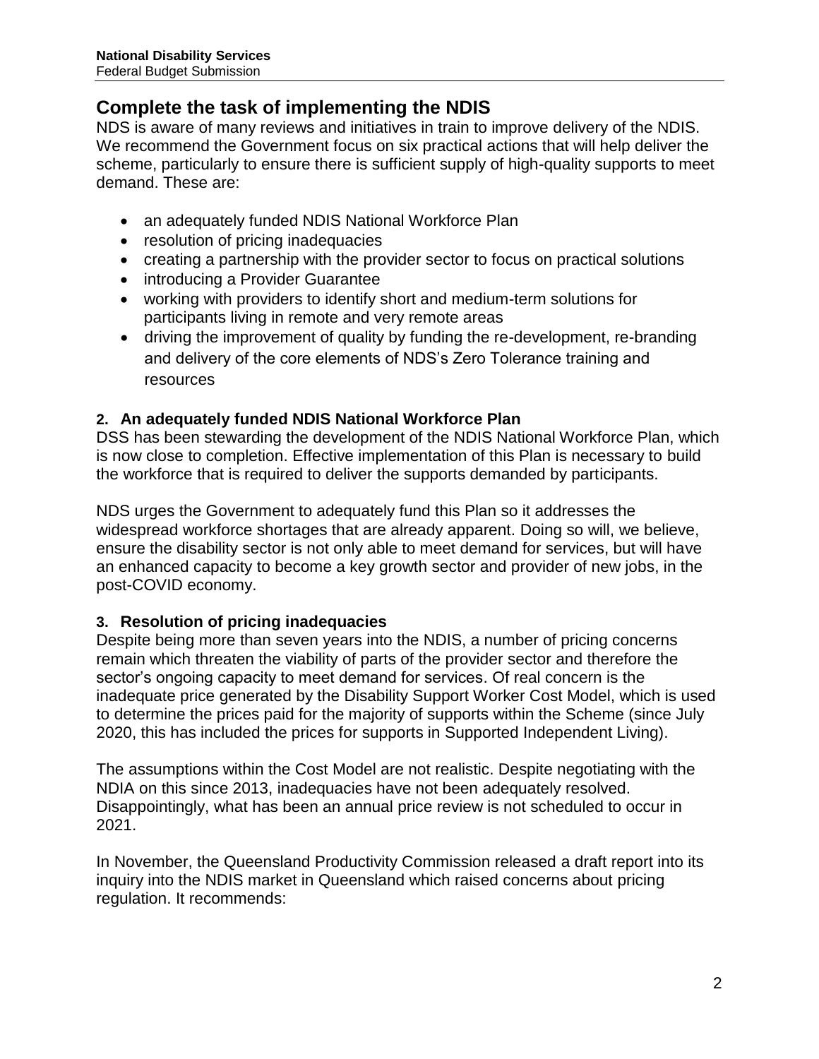## Complete the task of implementing the NDIS

NDS is aware of many reviews and initiatives in train to improve delivery of the NDIS. We recommend the Government focus on six practical actions that will help deliver the scheme, particularly to ensure there is sufficient supply of high-quality supports to meet demand. These are:

- an adequately funded NDIS National Workforce Plan
- resolution of pricing inadequacies
- creating a partnership with the provider sector to focus on practical solutions
- introducing a Provider Guarantee
- working with providers to identify short and medium-term solutions for participants living in remote and very remote areas
- driving the improvement of quality by funding the re-development, re-branding and delivery of the core elements of NDS's Zero Tolerance training and resources

### 2. An adequately funded NDIS National Workforce Plan

DSS has been stewarding the development of the NDIS National Workforce Plan, which is now close to completion. Effective implementation of this Plan is necessary to build the workforce that is required to deliver the supports demanded by participants.

NDS urges the Government to adequately fund this Plan so it addresses the widespread workforce shortages that are already apparent. Doing so will, we believe, ensure the disability sector is not only able to meet demand for services, but will have an enhanced capacity to become a key growth sector and provider of new jobs, in the post-COVID economy.

### 3. Resolution of pricing inadequacies

Despite being more than seven years into the NDIS, a number of pricing concerns remain which threaten the viability of parts of the provider sector and therefore the sector's ongoing capacity to meet demand for services. Of real concern is the inadequate price generated by the Disability Support Worker Cost Model, which is used to determine the prices paid for the majority of supports within the Scheme (since July 2020, this has included the prices for supports in Supported Independent Living).

The assumptions within the Cost Model are not realistic. Despite negotiating with the NDIA on this since 2013, inadequacies have not been adequately resolved. Disappointingly, what has been an annual price review is not scheduled to occur in 2021.

In November, the Queensland Productivity Commission released a draft report into its inquiry into the NDIS market in Queensland which raised concerns about pricing regulation. It recommends: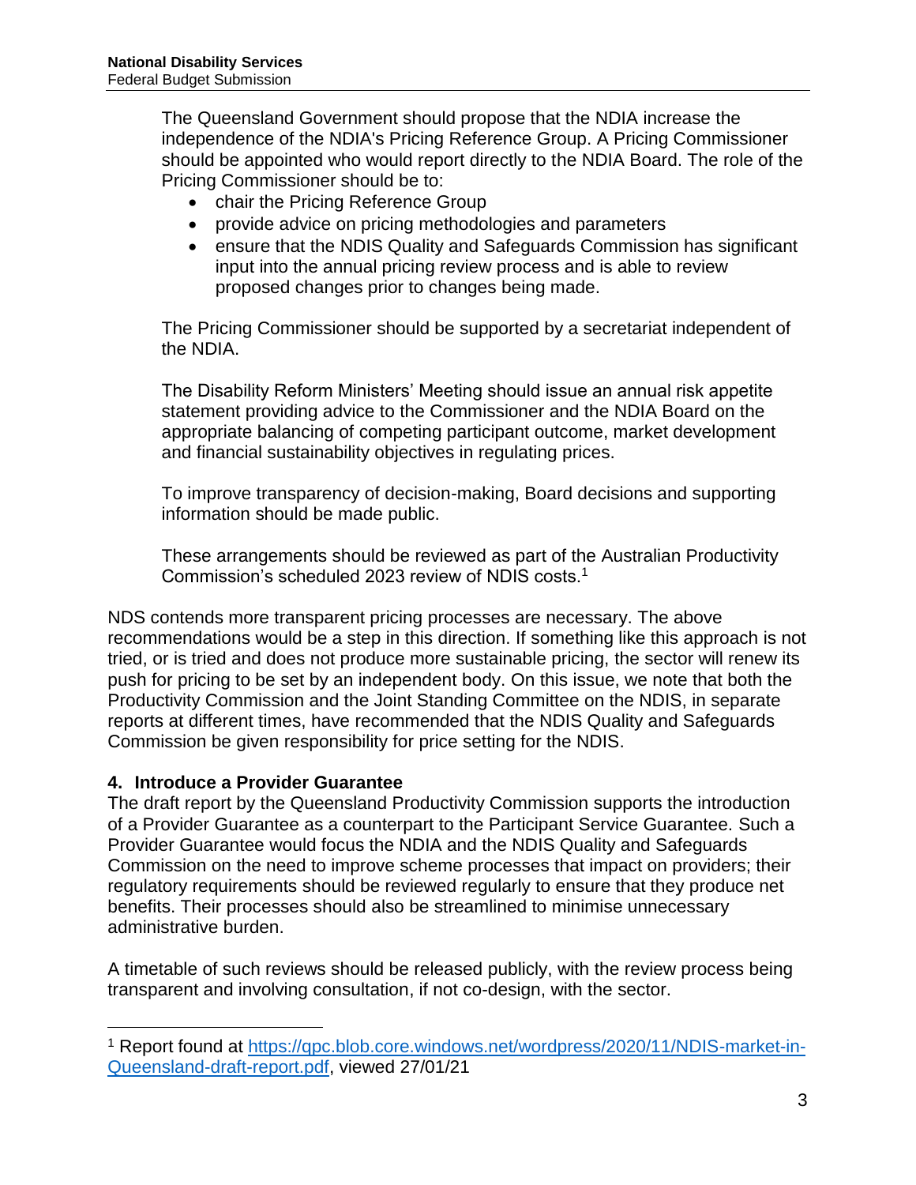> The Queensland Government should propose that the NDIA increase the independence of the NDIA's Pricing Reference Group. A Pricing Commissioner should be appointed who would report directly to the NDIA Board. The role of the Pricing Commissioner should be to:
>
> - chair the Pricing Reference Group
> - provide advice on pricing methodologies and parameters
> - ensure that the NDIS Quality and Safeguards Commission has significant input into the annual pricing review process and is able to review proposed changes prior to changes being made.
>
> The Pricing Commissioner should be supported by a secretariat independent of the NDIA.
>
> The Disability Reform Ministers' Meeting should issue an annual risk appetite statement providing advice to the Commissioner and the NDIA Board on the appropriate balancing of competing participant outcome, market development and financial sustainability objectives in regulating prices.
>
> To improve transparency of decision-making, Board decisions and supporting information should be made public.
>
> These arrangements should be reviewed as part of the Australian Productivity Commission's scheduled 2023 review of NDIS costs.[1]

NDS contends more transparent pricing processes are necessary. The above recommendations would be a step in this direction. If something like this approach is not tried, or is tried and does not produce more sustainable pricing, the sector will renew its push for pricing to be set by an independent body. On this issue, we note that both the Productivity Commission and the Joint Standing Committee on the NDIS, in separate reports at different times, have recommended that the NDIS Quality and Safeguards Commission be given responsibility for price setting for the NDIS.

### 4. Introduce a Provider Guarantee

The draft report by the Queensland Productivity Commission supports the introduction of a Provider Guarantee as a counterpart to the Participant Service Guarantee. Such a Provider Guarantee would focus the NDIA and the NDIS Quality and Safeguards Commission on the need to improve scheme processes that impact on providers; their regulatory requirements should be reviewed regularly to ensure that they produce net benefits. Their processes should also be streamlined to minimise unnecessary administrative burden.

A timetable of such reviews should be released publicly, with the review process being transparent and involving consultation, if not co-design, with the sector.

---

[1] Report found at https://qpc.blob.core.windows.net/wordpress/2020/11/NDIS-market-in-Queensland-draft-report.pdf, viewed 27/01/21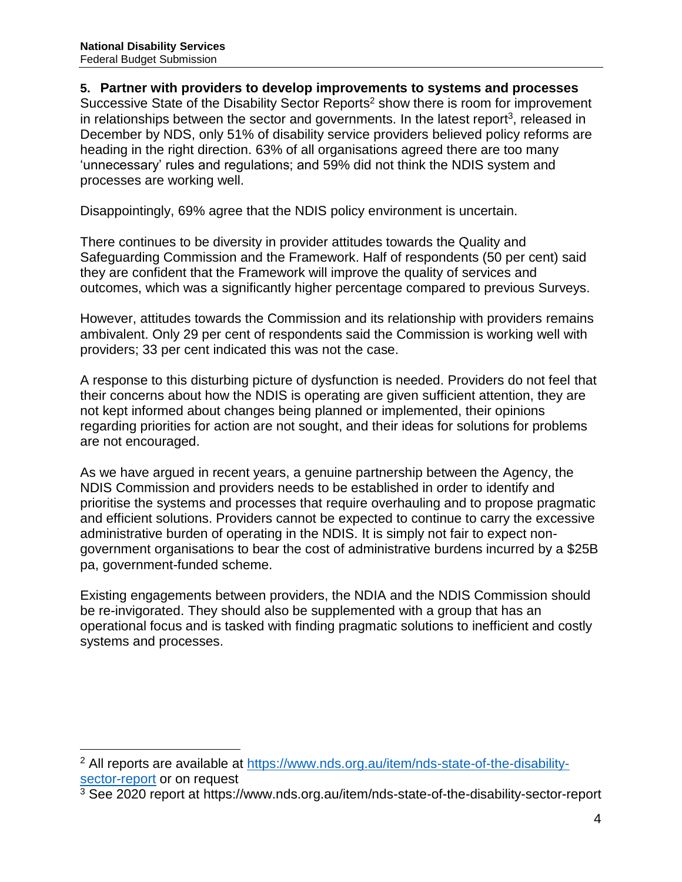## 5. Partner with providers to develop improvements to systems and processes

Successive State of the Disability Sector Reports[2] show there is room for improvement in relationships between the sector and governments. In the latest report[3], released in December by NDS, only 51% of disability service providers believed policy reforms are heading in the right direction. 63% of all organisations agreed there are too many 'unnecessary' rules and regulations; and 59% did not think the NDIS system and processes are working well.

Disappointingly, 69% agree that the NDIS policy environment is uncertain.

There continues to be diversity in provider attitudes towards the Quality and Safeguarding Commission and the Framework. Half of respondents (50 per cent) said they are confident that the Framework will improve the quality of services and outcomes, which was a significantly higher percentage compared to previous Surveys.

However, attitudes towards the Commission and its relationship with providers remains ambivalent. Only 29 per cent of respondents said the Commission is working well with providers; 33 per cent indicated this was not the case.

A response to this disturbing picture of dysfunction is needed. Providers do not feel that their concerns about how the NDIS is operating are given sufficient attention, they are not kept informed about changes being planned or implemented, their opinions regarding priorities for action are not sought, and their ideas for solutions for problems are not encouraged.

As we have argued in recent years, a genuine partnership between the Agency, the NDIS Commission and providers needs to be established in order to identify and prioritise the systems and processes that require overhauling and to propose pragmatic and efficient solutions. Providers cannot be expected to continue to carry the excessive administrative burden of operating in the NDIS. It is simply not fair to expect non-government organisations to bear the cost of administrative burdens incurred by a $25B pa, government-funded scheme.

Existing engagements between providers, the NDIA and the NDIS Commission should be re-invigorated. They should also be supplemented with a group that has an operational focus and is tasked with finding pragmatic solutions to inefficient and costly systems and processes.

---

[2] All reports are available at [https://www.nds.org.au/item/nds-state-of-the-disability-sector-report](https://www.nds.org.au/item/nds-state-of-the-disability-sector-report) or on request

[3] See 2020 report at https://www.nds.org.au/item/nds-state-of-the-disability-sector-report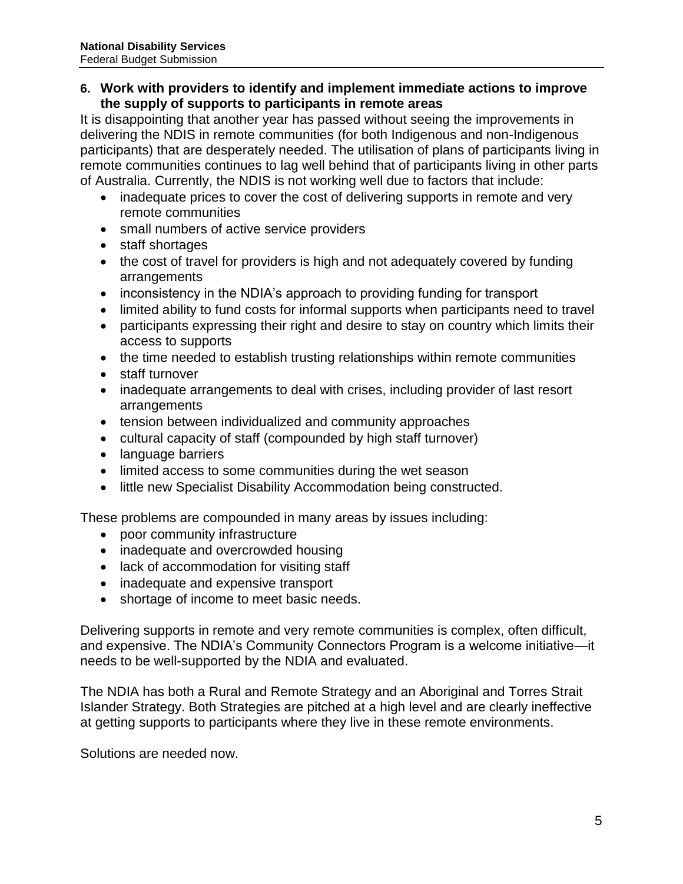### 6. Work with providers to identify and implement immediate actions to improve the supply of supports to participants in remote areas

It is disappointing that another year has passed without seeing the improvements in delivering the NDIS in remote communities (for both Indigenous and non-Indigenous participants) that are desperately needed. The utilisation of plans of participants living in remote communities continues to lag well behind that of participants living in other parts of Australia. Currently, the NDIS is not working well due to factors that include:

- inadequate prices to cover the cost of delivering supports in remote and very remote communities
- small numbers of active service providers
- staff shortages
- the cost of travel for providers is high and not adequately covered by funding arrangements
- inconsistency in the NDIA's approach to providing funding for transport
- limited ability to fund costs for informal supports when participants need to travel
- participants expressing their right and desire to stay on country which limits their access to supports
- the time needed to establish trusting relationships within remote communities
- staff turnover
- inadequate arrangements to deal with crises, including provider of last resort arrangements
- tension between individualized and community approaches
- cultural capacity of staff (compounded by high staff turnover)
- language barriers
- limited access to some communities during the wet season
- little new Specialist Disability Accommodation being constructed.

These problems are compounded in many areas by issues including:

- poor community infrastructure
- inadequate and overcrowded housing
- lack of accommodation for visiting staff
- inadequate and expensive transport
- shortage of income to meet basic needs.

Delivering supports in remote and very remote communities is complex, often difficult, and expensive. The NDIA's Community Connectors Program is a welcome initiative—it needs to be well-supported by the NDIA and evaluated.

The NDIA has both a Rural and Remote Strategy and an Aboriginal and Torres Strait Islander Strategy. Both Strategies are pitched at a high level and are clearly ineffective at getting supports to participants where they live in these remote environments.

Solutions are needed now.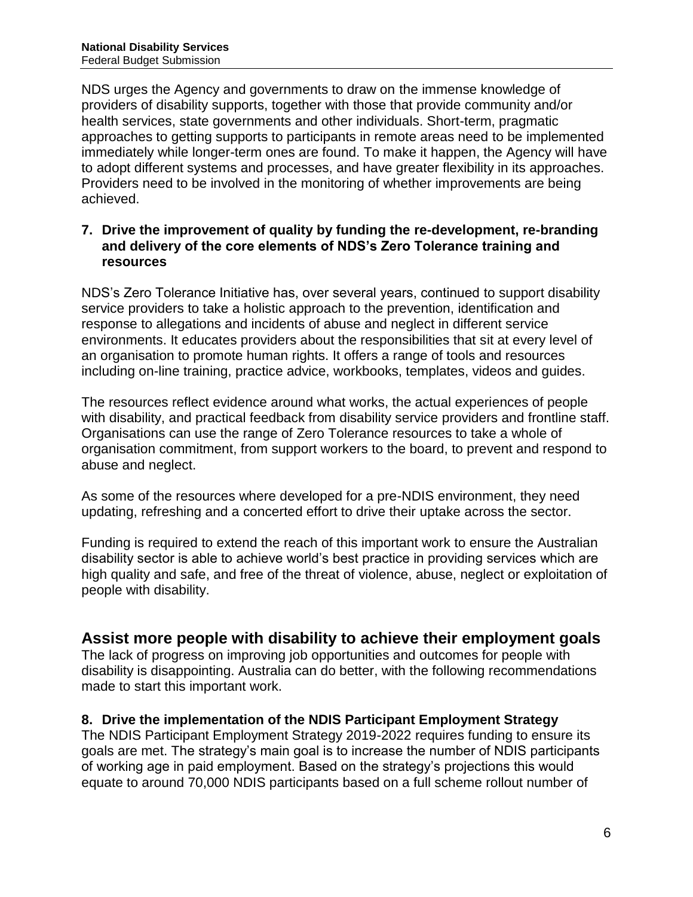NDS urges the Agency and governments to draw on the immense knowledge of providers of disability supports, together with those that provide community and/or health services, state governments and other individuals. Short-term, pragmatic approaches to getting supports to participants in remote areas need to be implemented immediately while longer-term ones are found. To make it happen, the Agency will have to adopt different systems and processes, and have greater flexibility in its approaches. Providers need to be involved in the monitoring of whether improvements are being achieved.

**7. Drive the improvement of quality by funding the re-development, re-branding and delivery of the core elements of NDS's Zero Tolerance training and resources**

NDS's Zero Tolerance Initiative has, over several years, continued to support disability service providers to take a holistic approach to the prevention, identification and response to allegations and incidents of abuse and neglect in different service environments. It educates providers about the responsibilities that sit at every level of an organisation to promote human rights. It offers a range of tools and resources including on-line training, practice advice, workbooks, templates, videos and guides.

The resources reflect evidence around what works, the actual experiences of people with disability, and practical feedback from disability service providers and frontline staff. Organisations can use the range of Zero Tolerance resources to take a whole of organisation commitment, from support workers to the board, to prevent and respond to abuse and neglect.

As some of the resources where developed for a pre-NDIS environment, they need updating, refreshing and a concerted effort to drive their uptake across the sector.

Funding is required to extend the reach of this important work to ensure the Australian disability sector is able to achieve world's best practice in providing services which are high quality and safe, and free of the threat of violence, abuse, neglect or exploitation of people with disability.

## Assist more people with disability to achieve their employment goals

The lack of progress on improving job opportunities and outcomes for people with disability is disappointing. Australia can do better, with the following recommendations made to start this important work.

**8. Drive the implementation of the NDIS Participant Employment Strategy**

The NDIS Participant Employment Strategy 2019-2022 requires funding to ensure its goals are met. The strategy's main goal is to increase the number of NDIS participants of working age in paid employment. Based on the strategy's projections this would equate to around 70,000 NDIS participants based on a full scheme rollout number of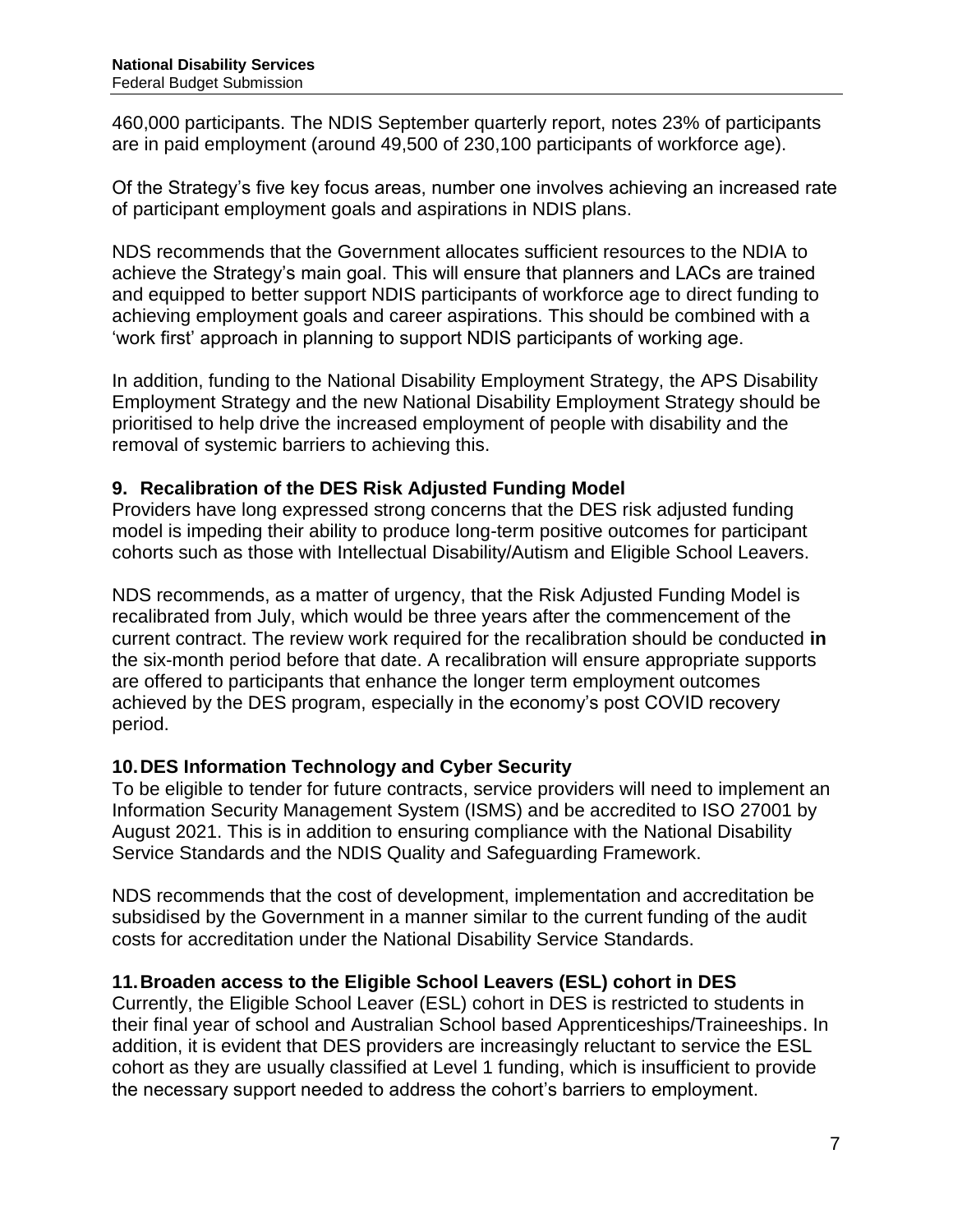460,000 participants. The NDIS September quarterly report, notes 23% of participants are in paid employment (around 49,500 of 230,100 participants of workforce age).

Of the Strategy's five key focus areas, number one involves achieving an increased rate of participant employment goals and aspirations in NDIS plans.

NDS recommends that the Government allocates sufficient resources to the NDIA to achieve the Strategy's main goal. This will ensure that planners and LACs are trained and equipped to better support NDIS participants of workforce age to direct funding to achieving employment goals and career aspirations. This should be combined with a 'work first' approach in planning to support NDIS participants of working age.

In addition, funding to the National Disability Employment Strategy, the APS Disability Employment Strategy and the new National Disability Employment Strategy should be prioritised to help drive the increased employment of people with disability and the removal of systemic barriers to achieving this.

### 9. Recalibration of the DES Risk Adjusted Funding Model

Providers have long expressed strong concerns that the DES risk adjusted funding model is impeding their ability to produce long-term positive outcomes for participant cohorts such as those with Intellectual Disability/Autism and Eligible School Leavers.

NDS recommends, as a matter of urgency, that the Risk Adjusted Funding Model is recalibrated from July, which would be three years after the commencement of the current contract. The review work required for the recalibration should be conducted **in** the six-month period before that date. A recalibration will ensure appropriate supports are offered to participants that enhance the longer term employment outcomes achieved by the DES program, especially in the economy's post COVID recovery period.

### 10. DES Information Technology and Cyber Security

To be eligible to tender for future contracts, service providers will need to implement an Information Security Management System (ISMS) and be accredited to ISO 27001 by August 2021. This is in addition to ensuring compliance with the National Disability Service Standards and the NDIS Quality and Safeguarding Framework.

NDS recommends that the cost of development, implementation and accreditation be subsidised by the Government in a manner similar to the current funding of the audit costs for accreditation under the National Disability Service Standards.

### 11. Broaden access to the Eligible School Leavers (ESL) cohort in DES

Currently, the Eligible School Leaver (ESL) cohort in DES is restricted to students in their final year of school and Australian School based Apprenticeships/Traineeships. In addition, it is evident that DES providers are increasingly reluctant to service the ESL cohort as they are usually classified at Level 1 funding, which is insufficient to provide the necessary support needed to address the cohort's barriers to employment.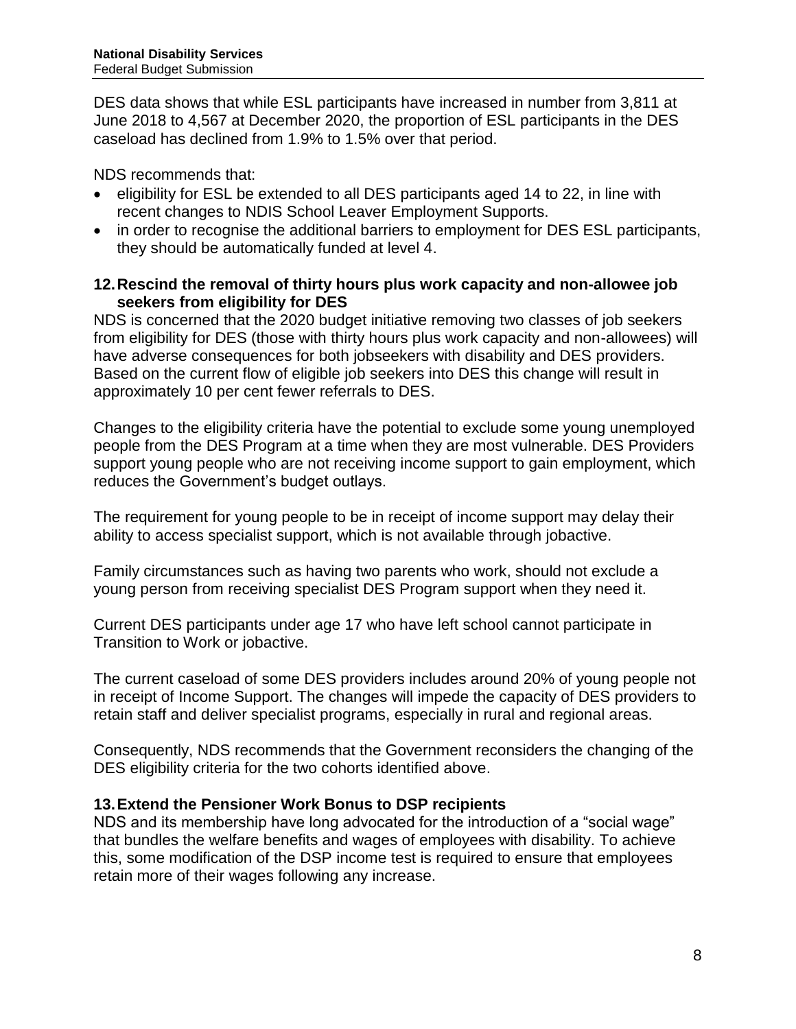DES data shows that while ESL participants have increased in number from 3,811 at June 2018 to 4,567 at December 2020, the proportion of ESL participants in the DES caseload has declined from 1.9% to 1.5% over that period.

NDS recommends that:

- eligibility for ESL be extended to all DES participants aged 14 to 22, in line with recent changes to NDIS School Leaver Employment Supports.
- in order to recognise the additional barriers to employment for DES ESL participants, they should be automatically funded at level 4.

### 12. Rescind the removal of thirty hours plus work capacity and non-allowee job seekers from eligibility for DES

NDS is concerned that the 2020 budget initiative removing two classes of job seekers from eligibility for DES (those with thirty hours plus work capacity and non-allowees) will have adverse consequences for both jobseekers with disability and DES providers. Based on the current flow of eligible job seekers into DES this change will result in approximately 10 per cent fewer referrals to DES.

Changes to the eligibility criteria have the potential to exclude some young unemployed people from the DES Program at a time when they are most vulnerable. DES Providers support young people who are not receiving income support to gain employment, which reduces the Government's budget outlays.

The requirement for young people to be in receipt of income support may delay their ability to access specialist support, which is not available through jobactive.

Family circumstances such as having two parents who work, should not exclude a young person from receiving specialist DES Program support when they need it.

Current DES participants under age 17 who have left school cannot participate in Transition to Work or jobactive.

The current caseload of some DES providers includes around 20% of young people not in receipt of Income Support. The changes will impede the capacity of DES providers to retain staff and deliver specialist programs, especially in rural and regional areas.

Consequently, NDS recommends that the Government reconsiders the changing of the DES eligibility criteria for the two cohorts identified above.

### 13. Extend the Pensioner Work Bonus to DSP recipients

NDS and its membership have long advocated for the introduction of a "social wage" that bundles the welfare benefits and wages of employees with disability. To achieve this, some modification of the DSP income test is required to ensure that employees retain more of their wages following any increase.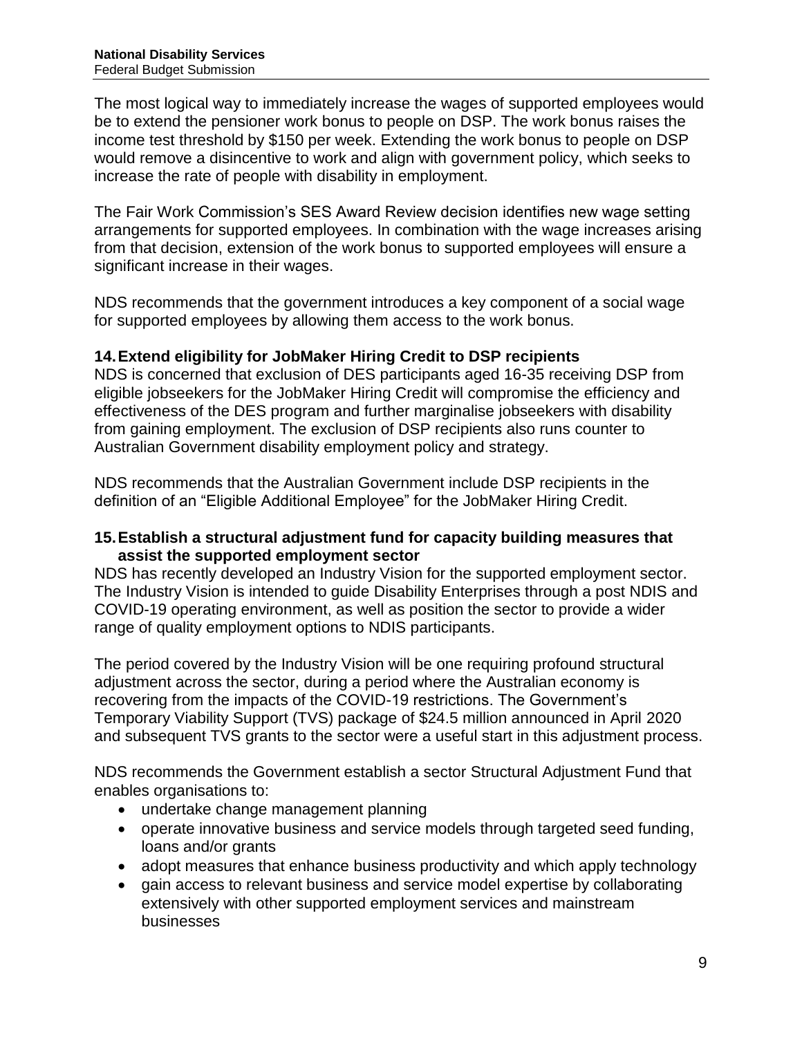The most logical way to immediately increase the wages of supported employees would be to extend the pensioner work bonus to people on DSP. The work bonus raises the income test threshold by $150 per week. Extending the work bonus to people on DSP would remove a disincentive to work and align with government policy, which seeks to increase the rate of people with disability in employment.

The Fair Work Commission's SES Award Review decision identifies new wage setting arrangements for supported employees. In combination with the wage increases arising from that decision, extension of the work bonus to supported employees will ensure a significant increase in their wages.

NDS recommends that the government introduces a key component of a social wage for supported employees by allowing them access to the work bonus.

### 14. Extend eligibility for JobMaker Hiring Credit to DSP recipients

NDS is concerned that exclusion of DES participants aged 16-35 receiving DSP from eligible jobseekers for the JobMaker Hiring Credit will compromise the efficiency and effectiveness of the DES program and further marginalise jobseekers with disability from gaining employment. The exclusion of DSP recipients also runs counter to Australian Government disability employment policy and strategy.

NDS recommends that the Australian Government include DSP recipients in the definition of an "Eligible Additional Employee" for the JobMaker Hiring Credit.

### 15. Establish a structural adjustment fund for capacity building measures that assist the supported employment sector

NDS has recently developed an Industry Vision for the supported employment sector. The Industry Vision is intended to guide Disability Enterprises through a post NDIS and COVID-19 operating environment, as well as position the sector to provide a wider range of quality employment options to NDIS participants.

The period covered by the Industry Vision will be one requiring profound structural adjustment across the sector, during a period where the Australian economy is recovering from the impacts of the COVID-19 restrictions. The Government's Temporary Viability Support (TVS) package of $24.5 million announced in April 2020 and subsequent TVS grants to the sector were a useful start in this adjustment process.

NDS recommends the Government establish a sector Structural Adjustment Fund that enables organisations to:

- undertake change management planning
- operate innovative business and service models through targeted seed funding, loans and/or grants
- adopt measures that enhance business productivity and which apply technology
- gain access to relevant business and service model expertise by collaborating extensively with other supported employment services and mainstream businesses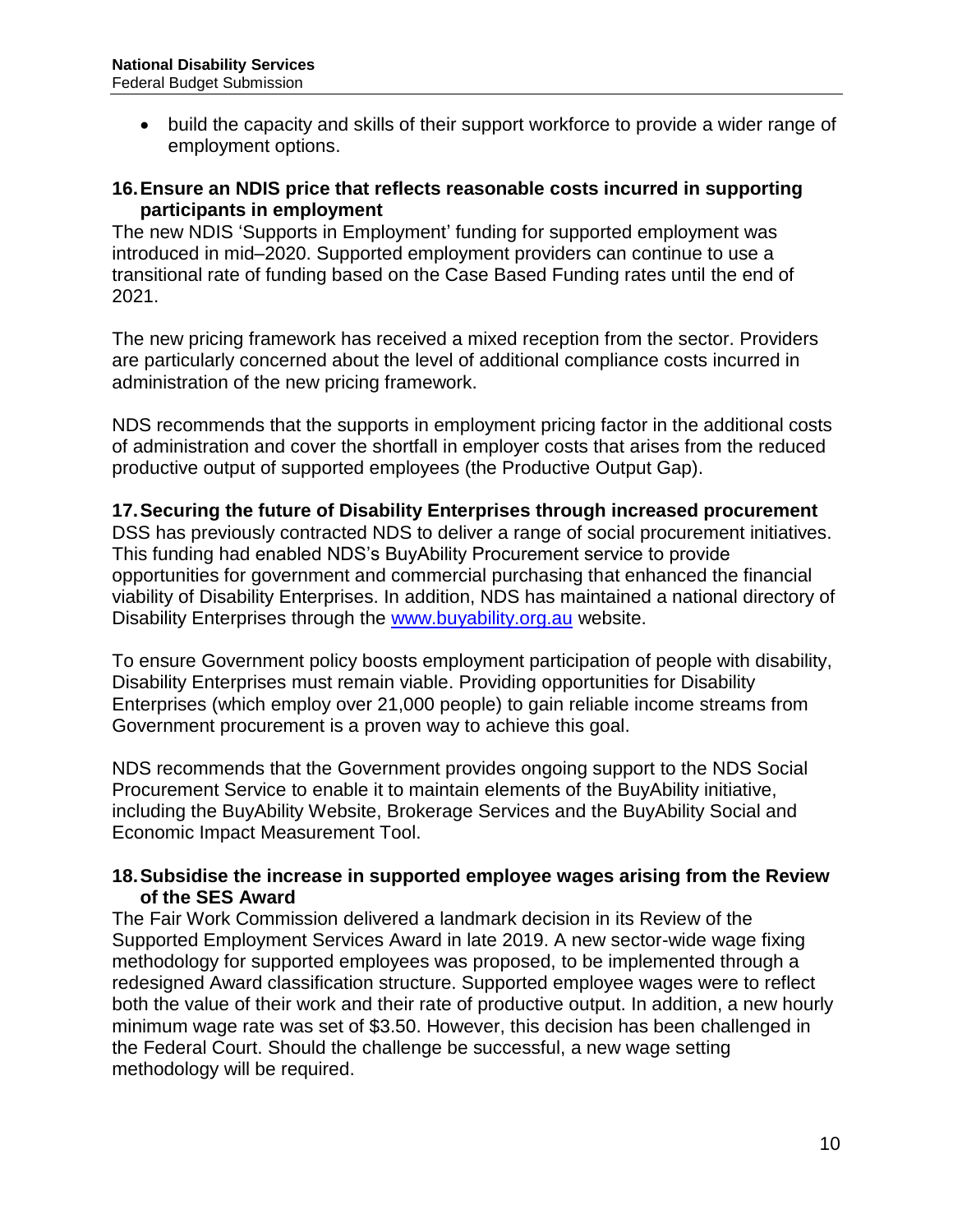- build the capacity and skills of their support workforce to provide a wider range of employment options.

### 16. Ensure an NDIS price that reflects reasonable costs incurred in supporting participants in employment

The new NDIS 'Supports in Employment' funding for supported employment was introduced in mid–2020. Supported employment providers can continue to use a transitional rate of funding based on the Case Based Funding rates until the end of 2021.

The new pricing framework has received a mixed reception from the sector. Providers are particularly concerned about the level of additional compliance costs incurred in administration of the new pricing framework.

NDS recommends that the supports in employment pricing factor in the additional costs of administration and cover the shortfall in employer costs that arises from the reduced productive output of supported employees (the Productive Output Gap).

### 17. Securing the future of Disability Enterprises through increased procurement

DSS has previously contracted NDS to deliver a range of social procurement initiatives. This funding had enabled NDS's BuyAbility Procurement service to provide opportunities for government and commercial purchasing that enhanced the financial viability of Disability Enterprises. In addition, NDS has maintained a national directory of Disability Enterprises through the [www.buyability.org.au](http://www.buyability.org.au) website.

To ensure Government policy boosts employment participation of people with disability, Disability Enterprises must remain viable. Providing opportunities for Disability Enterprises (which employ over 21,000 people) to gain reliable income streams from Government procurement is a proven way to achieve this goal.

NDS recommends that the Government provides ongoing support to the NDS Social Procurement Service to enable it to maintain elements of the BuyAbility initiative, including the BuyAbility Website, Brokerage Services and the BuyAbility Social and Economic Impact Measurement Tool.

### 18. Subsidise the increase in supported employee wages arising from the Review of the SES Award

The Fair Work Commission delivered a landmark decision in its Review of the Supported Employment Services Award in late 2019. A new sector-wide wage fixing methodology for supported employees was proposed, to be implemented through a redesigned Award classification structure. Supported employee wages were to reflect both the value of their work and their rate of productive output. In addition, a new hourly minimum wage rate was set of $3.50. However, this decision has been challenged in the Federal Court. Should the challenge be successful, a new wage setting methodology will be required.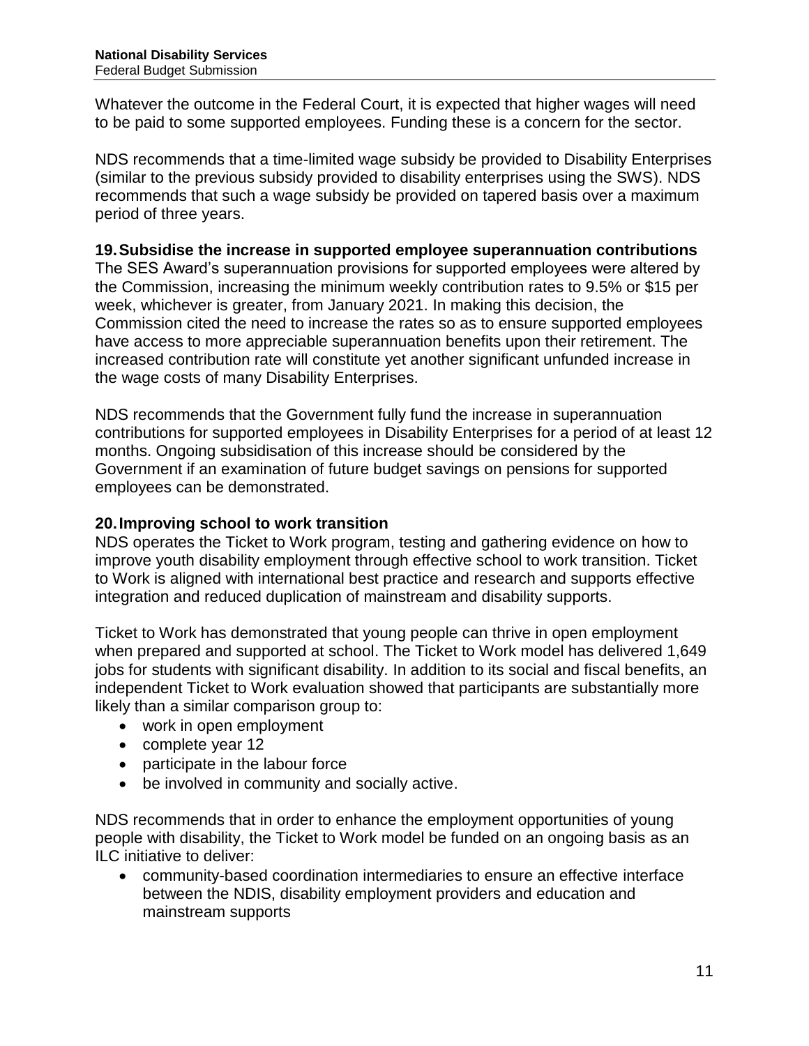Whatever the outcome in the Federal Court, it is expected that higher wages will need to be paid to some supported employees. Funding these is a concern for the sector.

NDS recommends that a time-limited wage subsidy be provided to Disability Enterprises (similar to the previous subsidy provided to disability enterprises using the SWS). NDS recommends that such a wage subsidy be provided on tapered basis over a maximum period of three years.

### 19. Subsidise the increase in supported employee superannuation contributions

The SES Award's superannuation provisions for supported employees were altered by the Commission, increasing the minimum weekly contribution rates to 9.5% or $15 per week, whichever is greater, from January 2021. In making this decision, the Commission cited the need to increase the rates so as to ensure supported employees have access to more appreciable superannuation benefits upon their retirement. The increased contribution rate will constitute yet another significant unfunded increase in the wage costs of many Disability Enterprises.

NDS recommends that the Government fully fund the increase in superannuation contributions for supported employees in Disability Enterprises for a period of at least 12 months. Ongoing subsidisation of this increase should be considered by the Government if an examination of future budget savings on pensions for supported employees can be demonstrated.

### 20. Improving school to work transition

NDS operates the Ticket to Work program, testing and gathering evidence on how to improve youth disability employment through effective school to work transition. Ticket to Work is aligned with international best practice and research and supports effective integration and reduced duplication of mainstream and disability supports.

Ticket to Work has demonstrated that young people can thrive in open employment when prepared and supported at school. The Ticket to Work model has delivered 1,649 jobs for students with significant disability. In addition to its social and fiscal benefits, an independent Ticket to Work evaluation showed that participants are substantially more likely than a similar comparison group to:

- work in open employment
- complete year 12
- participate in the labour force
- be involved in community and socially active.

NDS recommends that in order to enhance the employment opportunities of young people with disability, the Ticket to Work model be funded on an ongoing basis as an ILC initiative to deliver:

- community-based coordination intermediaries to ensure an effective interface between the NDIS, disability employment providers and education and mainstream supports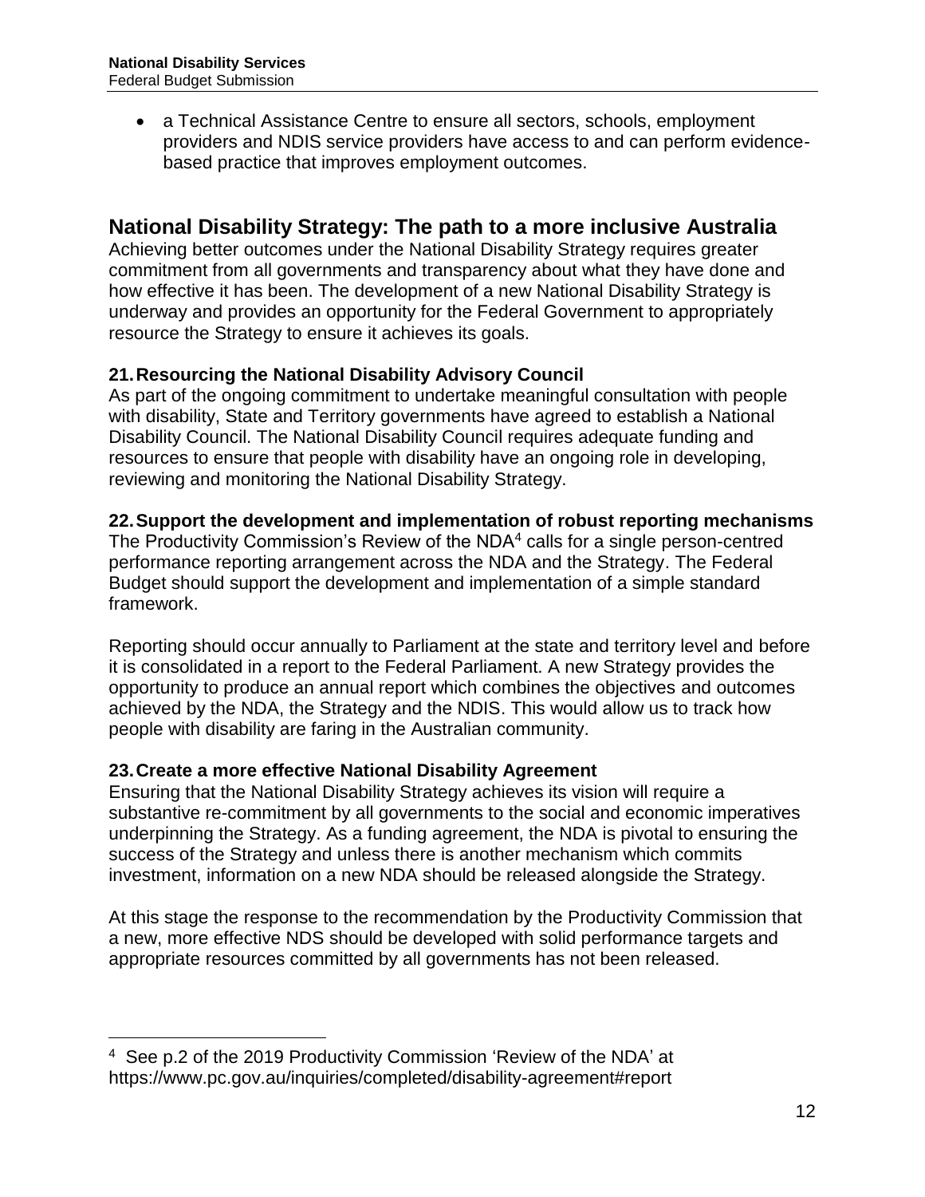- a Technical Assistance Centre to ensure all sectors, schools, employment providers and NDIS service providers have access to and can perform evidence-based practice that improves employment outcomes.

## National Disability Strategy: The path to a more inclusive Australia

Achieving better outcomes under the National Disability Strategy requires greater commitment from all governments and transparency about what they have done and how effective it has been. The development of a new National Disability Strategy is underway and provides an opportunity for the Federal Government to appropriately resource the Strategy to ensure it achieves its goals.

### 21. Resourcing the National Disability Advisory Council

As part of the ongoing commitment to undertake meaningful consultation with people with disability, State and Territory governments have agreed to establish a National Disability Council. The National Disability Council requires adequate funding and resources to ensure that people with disability have an ongoing role in developing, reviewing and monitoring the National Disability Strategy.

### 22. Support the development and implementation of robust reporting mechanisms

The Productivity Commission's Review of the NDA[4] calls for a single person-centred performance reporting arrangement across the NDA and the Strategy. The Federal Budget should support the development and implementation of a simple standard framework.

Reporting should occur annually to Parliament at the state and territory level and before it is consolidated in a report to the Federal Parliament. A new Strategy provides the opportunity to produce an annual report which combines the objectives and outcomes achieved by the NDA, the Strategy and the NDIS. This would allow us to track how people with disability are faring in the Australian community.

### 23. Create a more effective National Disability Agreement

Ensuring that the National Disability Strategy achieves its vision will require a substantive re-commitment by all governments to the social and economic imperatives underpinning the Strategy. As a funding agreement, the NDA is pivotal to ensuring the success of the Strategy and unless there is another mechanism which commits investment, information on a new NDA should be released alongside the Strategy.

At this stage the response to the recommendation by the Productivity Commission that a new, more effective NDS should be developed with solid performance targets and appropriate resources committed by all governments has not been released.

---

[4] See p.2 of the 2019 Productivity Commission 'Review of the NDA' at https://www.pc.gov.au/inquiries/completed/disability-agreement#report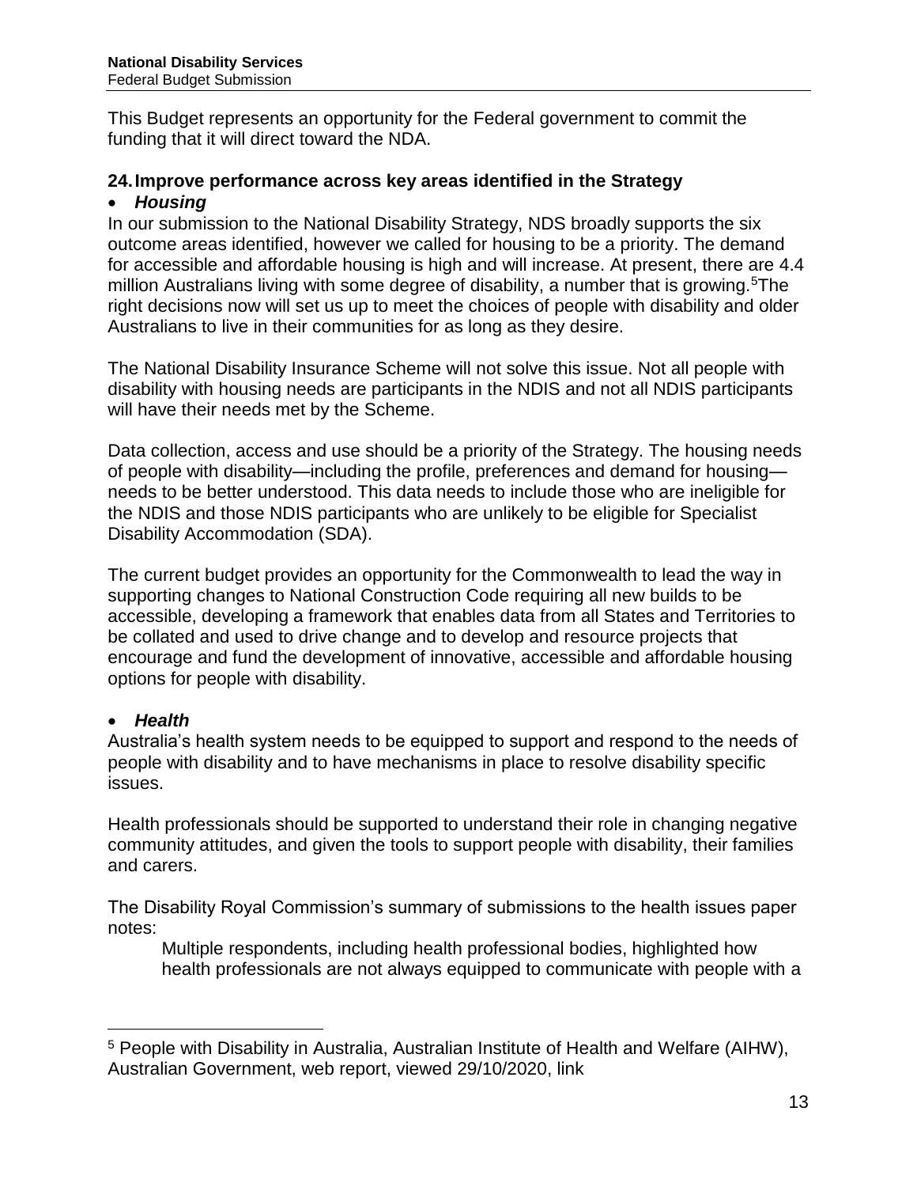This Budget represents an opportunity for the Federal government to commit the funding that it will direct toward the NDA.

## 24. Improve performance across key areas identified in the Strategy

- ***Housing***

In our submission to the National Disability Strategy, NDS broadly supports the six outcome areas identified, however we called for housing to be a priority. The demand for accessible and affordable housing is high and will increase. At present, there are 4.4 million Australians living with some degree of disability, a number that is growing.[5] The right decisions now will set us up to meet the choices of people with disability and older Australians to live in their communities for as long as they desire.

The National Disability Insurance Scheme will not solve this issue. Not all people with disability with housing needs are participants in the NDIS and not all NDIS participants will have their needs met by the Scheme.

Data collection, access and use should be a priority of the Strategy. The housing needs of people with disability—including the profile, preferences and demand for housing—needs to be better understood. This data needs to include those who are ineligible for the NDIS and those NDIS participants who are unlikely to be eligible for Specialist Disability Accommodation (SDA).

The current budget provides an opportunity for the Commonwealth to lead the way in supporting changes to National Construction Code requiring all new builds to be accessible, developing a framework that enables data from all States and Territories to be collated and used to drive change and to develop and resource projects that encourage and fund the development of innovative, accessible and affordable housing options for people with disability.

- ***Health***

Australia's health system needs to be equipped to support and respond to the needs of people with disability and to have mechanisms in place to resolve disability specific issues.

Health professionals should be supported to understand their role in changing negative community attitudes, and given the tools to support people with disability, their families and carers.

The Disability Royal Commission's summary of submissions to the health issues paper notes:

> Multiple respondents, including health professional bodies, highlighted how health professionals are not always equipped to communicate with people with a

---

[5] People with Disability in Australia, Australian Institute of Health and Welfare (AIHW), Australian Government, web report, viewed 29/10/2020, link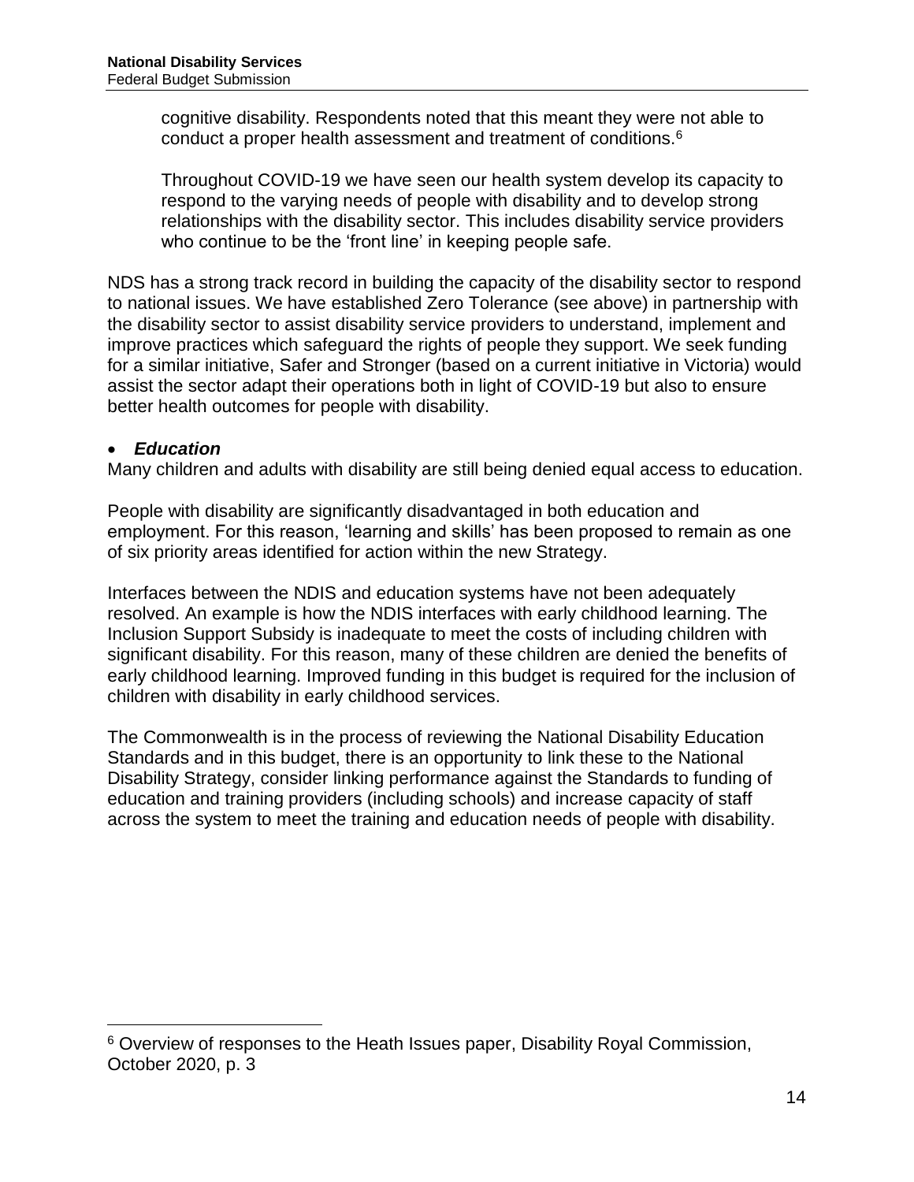cognitive disability. Respondents noted that this meant they were not able to conduct a proper health assessment and treatment of conditions.[6]

Throughout COVID-19 we have seen our health system develop its capacity to respond to the varying needs of people with disability and to develop strong relationships with the disability sector. This includes disability service providers who continue to be the 'front line' in keeping people safe.

NDS has a strong track record in building the capacity of the disability sector to respond to national issues. We have established Zero Tolerance (see above) in partnership with the disability sector to assist disability service providers to understand, implement and improve practices which safeguard the rights of people they support. We seek funding for a similar initiative, Safer and Stronger (based on a current initiative in Victoria) would assist the sector adapt their operations both in light of COVID-19 but also to ensure better health outcomes for people with disability.

- ***Education***

Many children and adults with disability are still being denied equal access to education.

People with disability are significantly disadvantaged in both education and employment. For this reason, 'learning and skills' has been proposed to remain as one of six priority areas identified for action within the new Strategy.

Interfaces between the NDIS and education systems have not been adequately resolved. An example is how the NDIS interfaces with early childhood learning. The Inclusion Support Subsidy is inadequate to meet the costs of including children with significant disability. For this reason, many of these children are denied the benefits of early childhood learning. Improved funding in this budget is required for the inclusion of children with disability in early childhood services.

The Commonwealth is in the process of reviewing the National Disability Education Standards and in this budget, there is an opportunity to link these to the National Disability Strategy, consider linking performance against the Standards to funding of education and training providers (including schools) and increase capacity of staff across the system to meet the training and education needs of people with disability.

---

[6] Overview of responses to the Heath Issues paper, Disability Royal Commission, October 2020, p. 3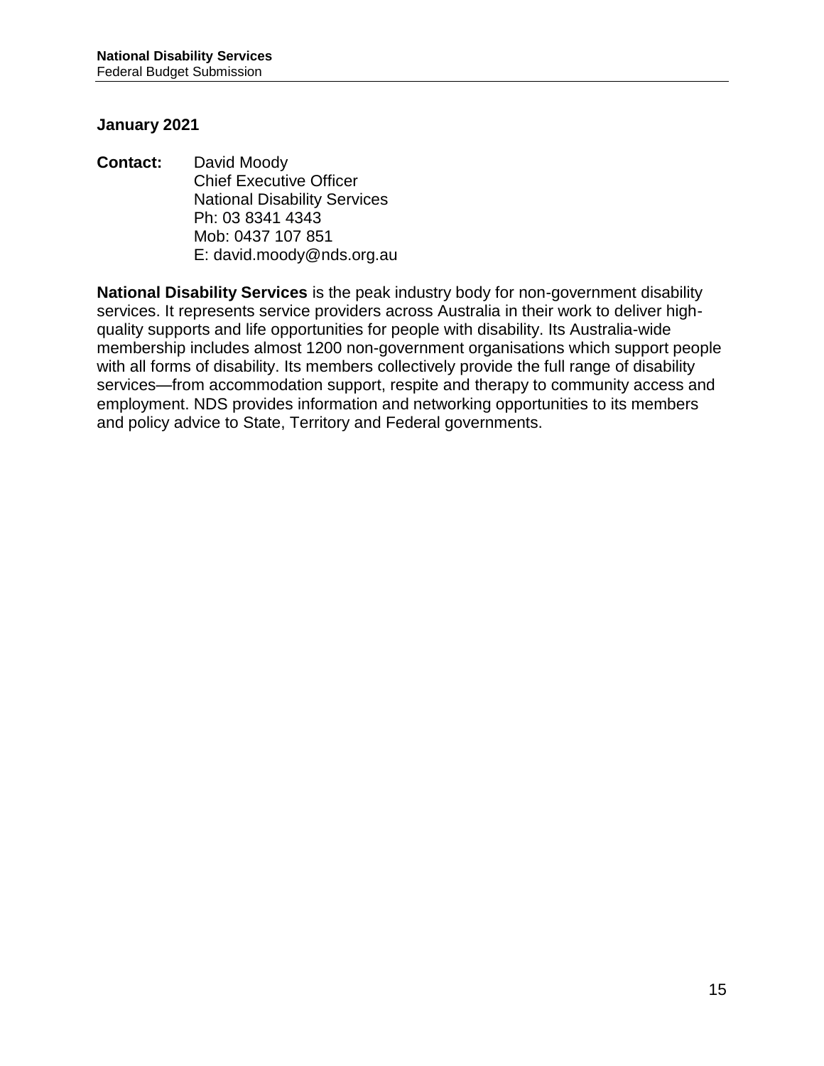**January 2021**

**Contact:** David Moody
Chief Executive Officer
National Disability Services
Ph: 03 8341 4343
Mob: 0437 107 851
E: david.moody@nds.org.au

**National Disability Services** is the peak industry body for non-government disability services. It represents service providers across Australia in their work to deliver high-quality supports and life opportunities for people with disability. Its Australia-wide membership includes almost 1200 non-government organisations which support people with all forms of disability. Its members collectively provide the full range of disability services—from accommodation support, respite and therapy to community access and employment. NDS provides information and networking opportunities to its members and policy advice to State, Territory and Federal governments.